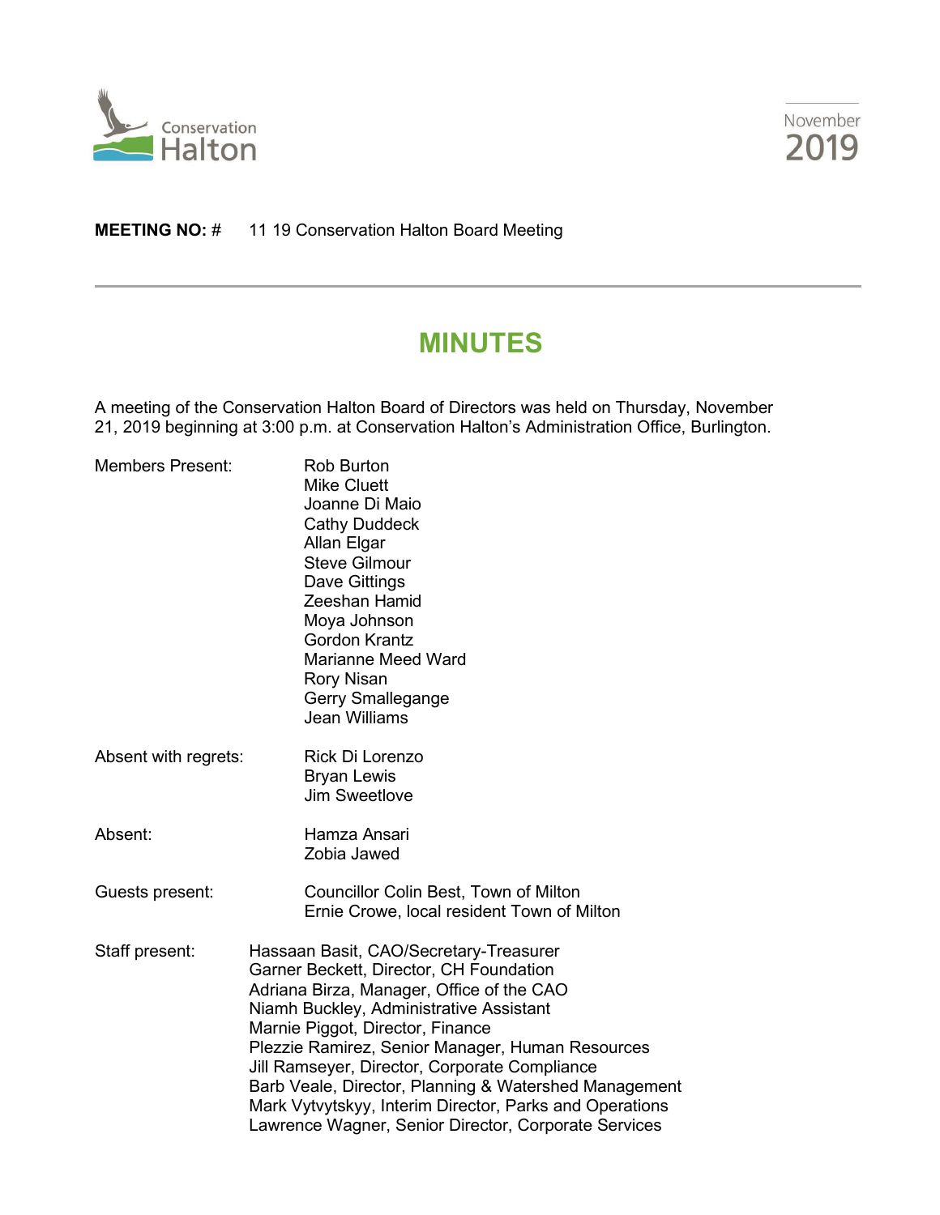Conservation Halton

November 2019

**MEETING NO:** # 11 19 Conservation Halton Board Meeting

# MINUTES

A meeting of the Conservation Halton Board of Directors was held on Thursday, November 21, 2019 beginning at 3:00 p.m. at Conservation Halton's Administration Office, Burlington.

Members Present:
- Rob Burton
- Mike Cluett
- Joanne Di Maio
- Cathy Duddeck
- Allan Elgar
- Steve Gilmour
- Dave Gittings
- Zeeshan Hamid
- Moya Johnson
- Gordon Krantz
- Marianne Meed Ward
- Rory Nisan
- Gerry Smallegange
- Jean Williams

Absent with regrets:
- Rick Di Lorenzo
- Bryan Lewis
- Jim Sweetlove

Absent:
- Hamza Ansari
- Zobia Jawed

Guests present:
- Councillor Colin Best, Town of Milton
- Ernie Crowe, local resident Town of Milton

Staff present:
- Hassaan Basit, CAO/Secretary-Treasurer
- Garner Beckett, Director, CH Foundation
- Adriana Birza, Manager, Office of the CAO
- Niamh Buckley, Administrative Assistant
- Marnie Piggot, Director, Finance
- Plezzie Ramirez, Senior Manager, Human Resources
- Jill Ramseyer, Director, Corporate Compliance
- Barb Veale, Director, Planning & Watershed Management
- Mark Vytvytskyy, Interim Director, Parks and Operations
- Lawrence Wagner, Senior Director, Corporate Services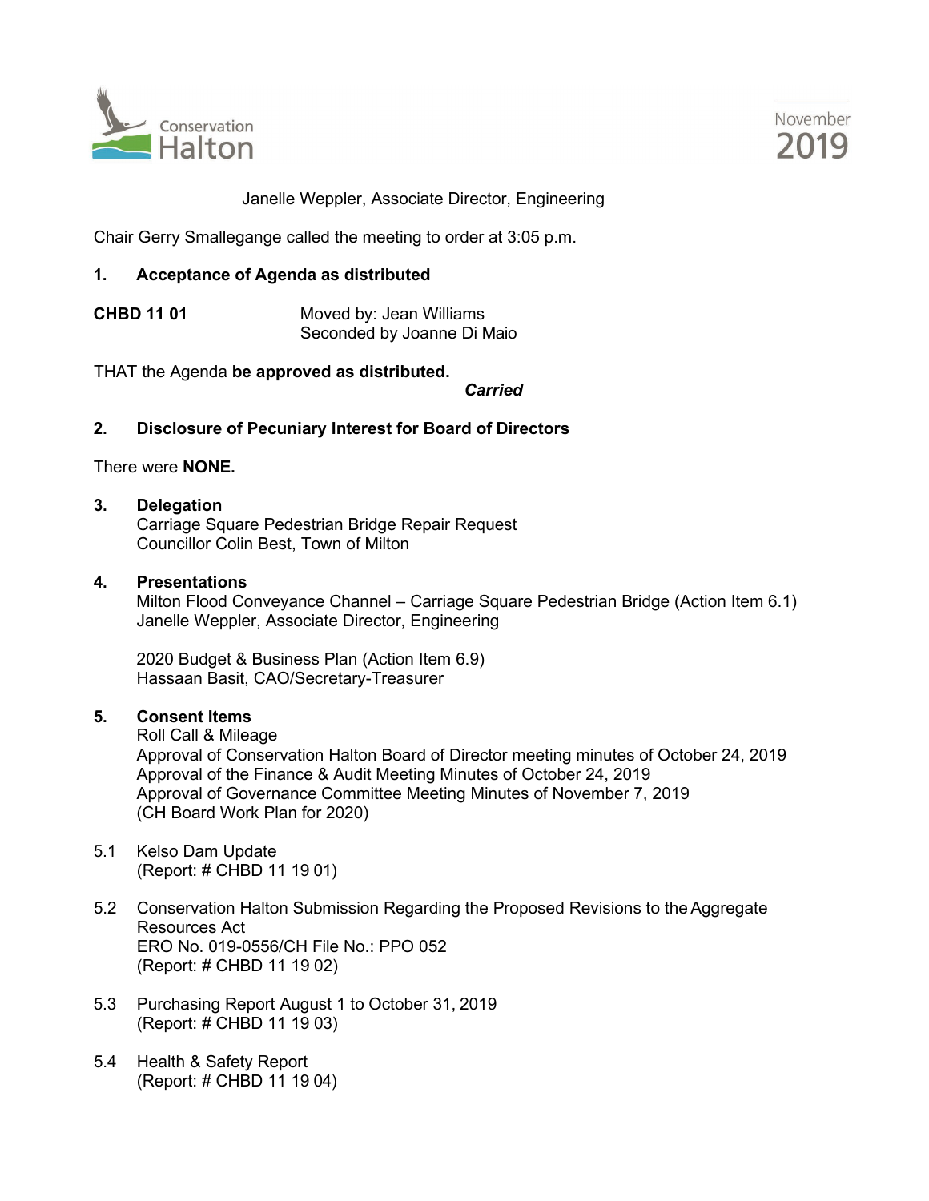Janelle Weppler, Associate Director, Engineering

Chair Gerry Smallegange called the meeting to order at 3:05 p.m.

**1. Acceptance of Agenda as distributed**

**CHBD 11 01** Moved by: Jean Williams
Seconded by Joanne Di Maio

THAT the Agenda **be approved as distributed.**

***Carried***

**2. Disclosure of Pecuniary Interest for Board of Directors**

There were **NONE.**

**3. Delegation**
Carriage Square Pedestrian Bridge Repair Request
Councillor Colin Best, Town of Milton

**4. Presentations**
Milton Flood Conveyance Channel – Carriage Square Pedestrian Bridge (Action Item 6.1)
Janelle Weppler, Associate Director, Engineering

2020 Budget & Business Plan (Action Item 6.9)
Hassaan Basit, CAO/Secretary-Treasurer

**5. Consent Items**
Roll Call & Mileage
Approval of Conservation Halton Board of Director meeting minutes of October 24, 2019
Approval of the Finance & Audit Meeting Minutes of October 24, 2019
Approval of Governance Committee Meeting Minutes of November 7, 2019
(CH Board Work Plan for 2020)

5.1 Kelso Dam Update
(Report: # CHBD 11 19 01)

5.2 Conservation Halton Submission Regarding the Proposed Revisions to the Aggregate Resources Act
ERO No. 019-0556/CH File No.: PPO 052
(Report: # CHBD 11 19 02)

5.3 Purchasing Report August 1 to October 31, 2019
(Report: # CHBD 11 19 03)

5.4 Health & Safety Report
(Report: # CHBD 11 19 04)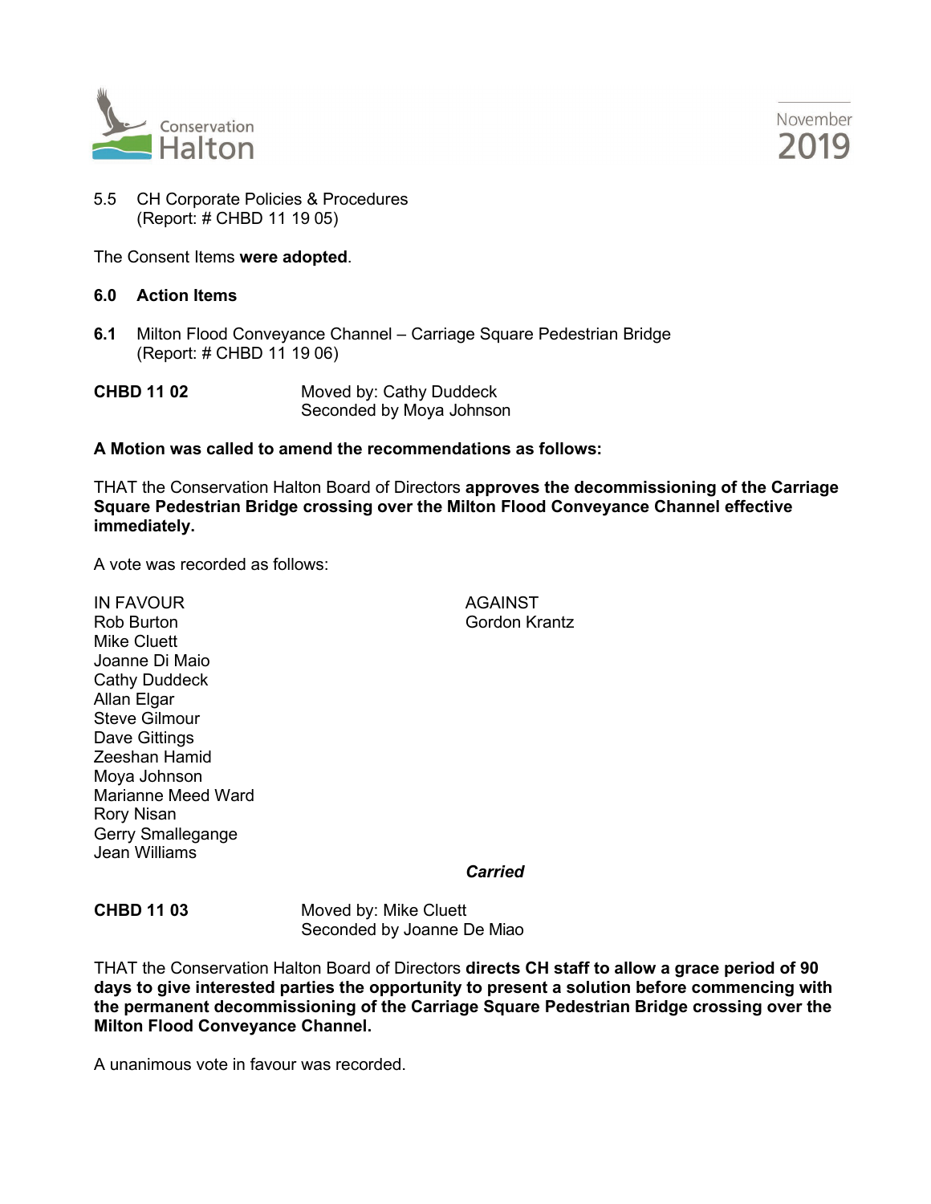5.5 CH Corporate Policies & Procedures
(Report: # CHBD 11 19 05)

The Consent Items **were adopted**.

## 6.0 Action Items

**6.1** Milton Flood Conveyance Channel – Carriage Square Pedestrian Bridge
(Report: # CHBD 11 19 06)

**CHBD 11 02** Moved by: Cathy Duddeck
Seconded by Moya Johnson

**A Motion was called to amend the recommendations as follows:**

THAT the Conservation Halton Board of Directors **approves the decommissioning of the Carriage Square Pedestrian Bridge crossing over the Milton Flood Conveyance Channel effective immediately.**

A vote was recorded as follows:

| IN FAVOUR | AGAINST |
|---|---|
| Rob Burton | Gordon Krantz |
| Mike Cluett | |
| Joanne Di Maio | |
| Cathy Duddeck | |
| Allan Elgar | |
| Steve Gilmour | |
| Dave Gittings | |
| Zeeshan Hamid | |
| Moya Johnson | |
| Marianne Meed Ward | |
| Rory Nisan | |
| Gerry Smallegange | |
| Jean Williams | |

***Carried***

**CHBD 11 03** Moved by: Mike Cluett
Seconded by Joanne De Miao

THAT the Conservation Halton Board of Directors **directs CH staff to allow a grace period of 90 days to give interested parties the opportunity to present a solution before commencing with the permanent decommissioning of the Carriage Square Pedestrian Bridge crossing over the Milton Flood Conveyance Channel.**

A unanimous vote in favour was recorded.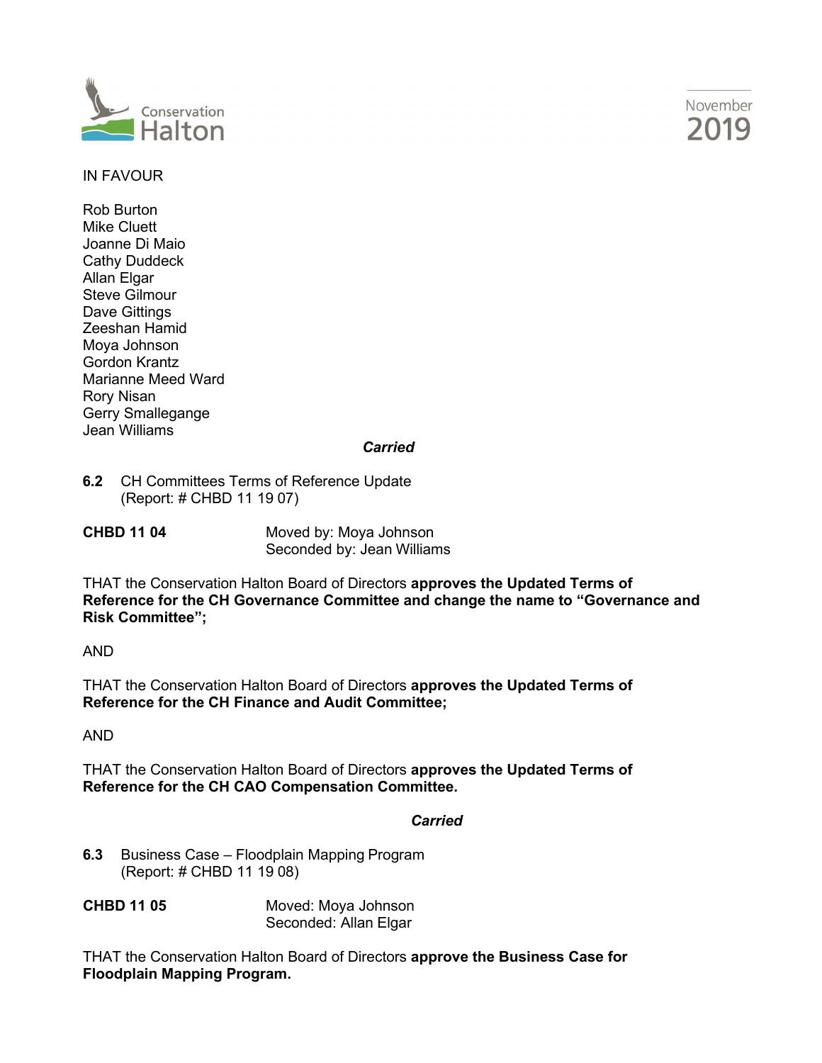IN FAVOUR

Rob Burton
Mike Cluett
Joanne Di Maio
Cathy Duddeck
Allan Elgar
Steve Gilmour
Dave Gittings
Zeeshan Hamid
Moya Johnson
Gordon Krantz
Marianne Meed Ward
Rory Nisan
Gerry Smallegange
Jean Williams

***Carried***

**6.2** CH Committees Terms of Reference Update
(Report: # CHBD 11 19 07)

**CHBD 11 04** Moved by: Moya Johnson
Seconded by: Jean Williams

THAT the Conservation Halton Board of Directors **approves the Updated Terms of Reference for the CH Governance Committee and change the name to "Governance and Risk Committee";**

AND

THAT the Conservation Halton Board of Directors **approves the Updated Terms of Reference for the CH Finance and Audit Committee;**

AND

THAT the Conservation Halton Board of Directors **approves the Updated Terms of Reference for the CH CAO Compensation Committee.**

***Carried***

**6.3** Business Case – Floodplain Mapping Program
(Report: # CHBD 11 19 08)

**CHBD 11 05** Moved: Moya Johnson
Seconded: Allan Elgar

THAT the Conservation Halton Board of Directors **approve the Business Case for Floodplain Mapping Program.**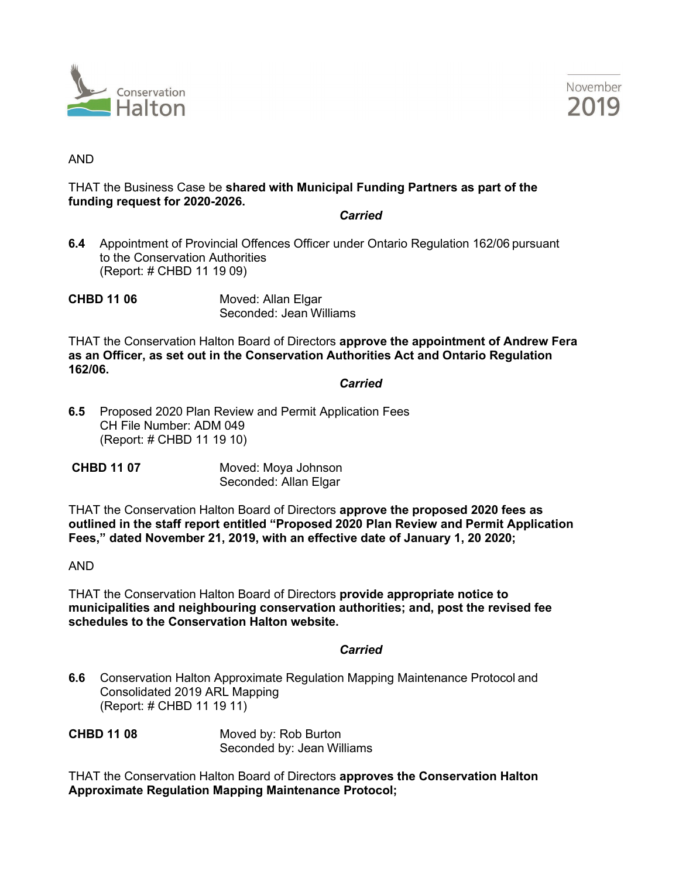AND

THAT the Business Case be **shared with Municipal Funding Partners as part of the funding request for 2020-2026.**

***Carried***

**6.4** Appointment of Provincial Offences Officer under Ontario Regulation 162/06 pursuant to the Conservation Authorities
(Report: # CHBD 11 19 09)

**CHBD 11 06** Moved: Allan Elgar
Seconded: Jean Williams

THAT the Conservation Halton Board of Directors **approve the appointment of Andrew Fera as an Officer, as set out in the Conservation Authorities Act and Ontario Regulation 162/06.**

***Carried***

**6.5** Proposed 2020 Plan Review and Permit Application Fees
CH File Number: ADM 049
(Report: # CHBD 11 19 10)

**CHBD 11 07** Moved: Moya Johnson
Seconded: Allan Elgar

THAT the Conservation Halton Board of Directors **approve the proposed 2020 fees as outlined in the staff report entitled "Proposed 2020 Plan Review and Permit Application Fees," dated November 21, 2019, with an effective date of January 1, 20 2020;**

AND

THAT the Conservation Halton Board of Directors **provide appropriate notice to municipalities and neighbouring conservation authorities; and, post the revised fee schedules to the Conservation Halton website.**

***Carried***

**6.6** Conservation Halton Approximate Regulation Mapping Maintenance Protocol and Consolidated 2019 ARL Mapping
(Report: # CHBD 11 19 11)

**CHBD 11 08** Moved by: Rob Burton
Seconded by: Jean Williams

THAT the Conservation Halton Board of Directors **approves the Conservation Halton Approximate Regulation Mapping Maintenance Protocol;**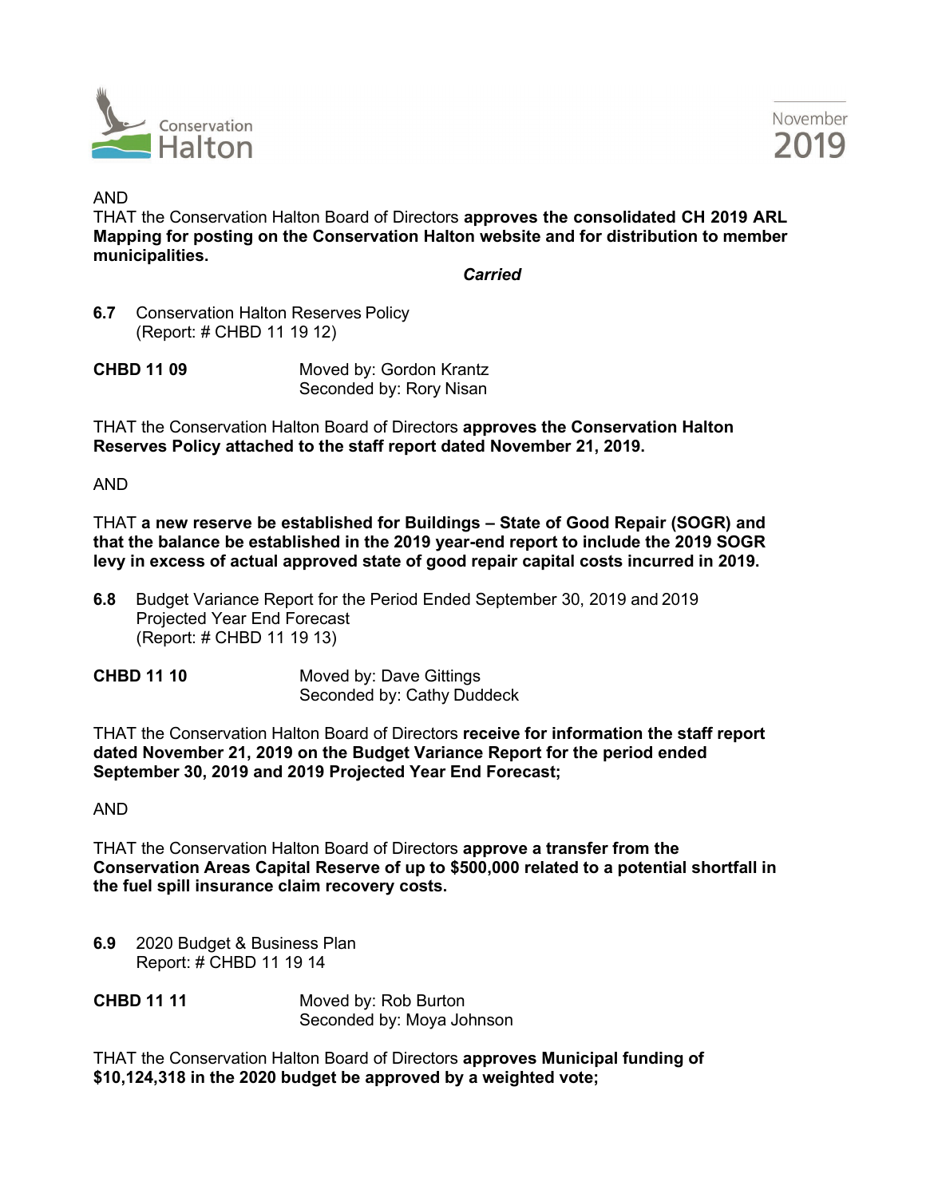AND

THAT the Conservation Halton Board of Directors **approves the consolidated CH 2019 ARL Mapping for posting on the Conservation Halton website and for distribution to member municipalities.**

***Carried***

**6.7** Conservation Halton Reserves Policy
(Report: # CHBD 11 19 12)

**CHBD 11 09** Moved by: Gordon Krantz
Seconded by: Rory Nisan

THAT the Conservation Halton Board of Directors **approves the Conservation Halton Reserves Policy attached to the staff report dated November 21, 2019.**

AND

THAT **a new reserve be established for Buildings – State of Good Repair (SOGR) and that the balance be established in the 2019 year-end report to include the 2019 SOGR levy in excess of actual approved state of good repair capital costs incurred in 2019.**

**6.8** Budget Variance Report for the Period Ended September 30, 2019 and 2019 Projected Year End Forecast
(Report: # CHBD 11 19 13)

**CHBD 11 10** Moved by: Dave Gittings
Seconded by: Cathy Duddeck

THAT the Conservation Halton Board of Directors **receive for information the staff report dated November 21, 2019 on the Budget Variance Report for the period ended September 30, 2019 and 2019 Projected Year End Forecast;**

AND

THAT the Conservation Halton Board of Directors **approve a transfer from the Conservation Areas Capital Reserve of up to $500,000 related to a potential shortfall in the fuel spill insurance claim recovery costs.**

**6.9** 2020 Budget & Business Plan
Report: # CHBD 11 19 14

**CHBD 11 11** Moved by: Rob Burton
Seconded by: Moya Johnson

THAT the Conservation Halton Board of Directors **approves Municipal funding of $10,124,318 in the 2020 budget be approved by a weighted vote;**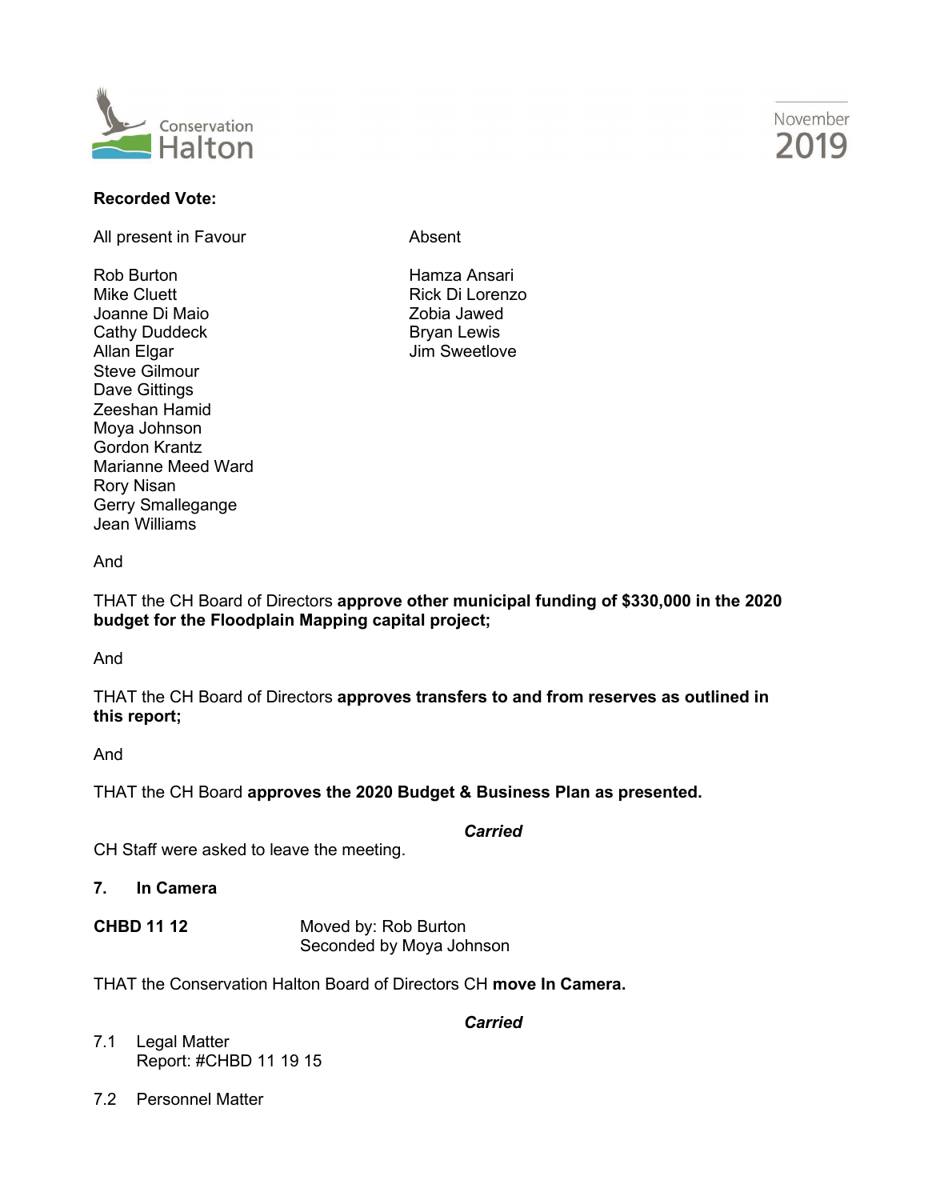**Recorded Vote:**

| All present in Favour | Absent |
|---|---|
| Rob Burton | Hamza Ansari |
| Mike Cluett | Rick Di Lorenzo |
| Joanne Di Maio | Zobia Jawed |
| Cathy Duddeck | Bryan Lewis |
| Allan Elgar | Jim Sweetlove |
| Steve Gilmour | |
| Dave Gittings | |
| Zeeshan Hamid | |
| Moya Johnson | |
| Gordon Krantz | |
| Marianne Meed Ward | |
| Rory Nisan | |
| Gerry Smallegange | |
| Jean Williams | |

And

THAT the CH Board of Directors **approve other municipal funding of $330,000 in the 2020 budget for the Floodplain Mapping capital project;**

And

THAT the CH Board of Directors **approves transfers to and from reserves as outlined in this report;**

And

THAT the CH Board **approves the 2020 Budget & Business Plan as presented.**

***Carried***

CH Staff were asked to leave the meeting.

**7. In Camera**

**CHBD 11 12** Moved by: Rob Burton
Seconded by Moya Johnson

THAT the Conservation Halton Board of Directors CH **move In Camera.**

***Carried***

7.1 Legal Matter
Report: #CHBD 11 19 15

7.2 Personnel Matter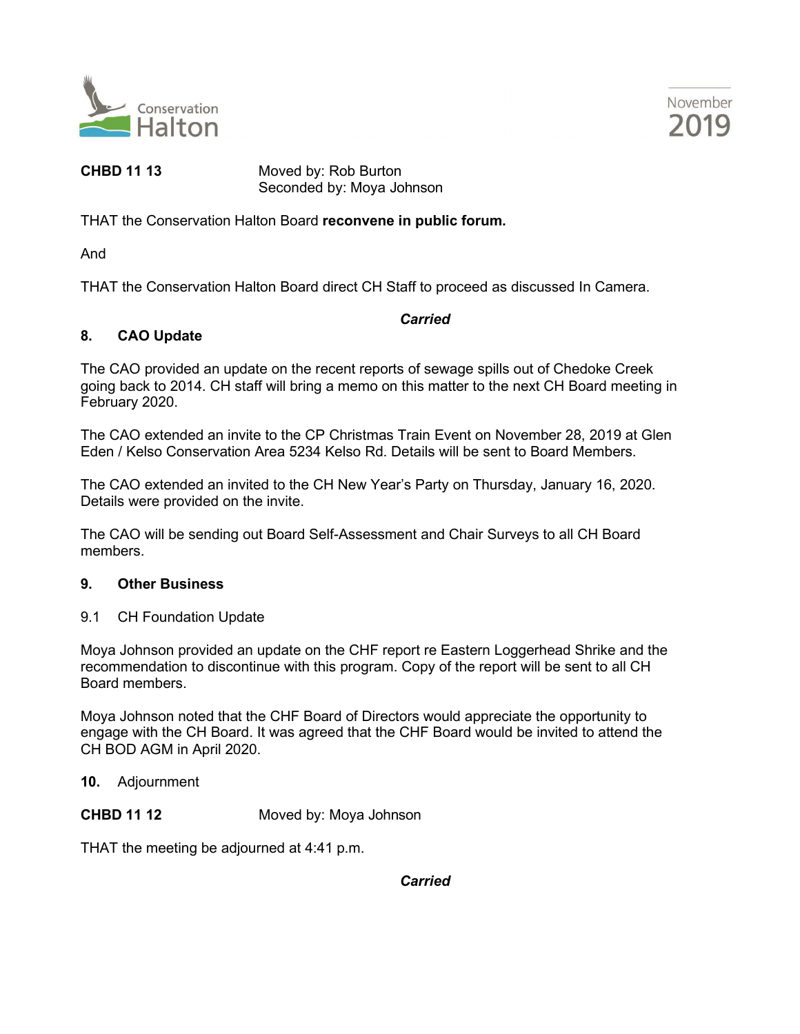**CHBD 11 13** Moved by: Rob Burton
Seconded by: Moya Johnson

THAT the Conservation Halton Board **reconvene in public forum.**

And

THAT the Conservation Halton Board direct CH Staff to proceed as discussed In Camera.

***Carried***

## 8. CAO Update

The CAO provided an update on the recent reports of sewage spills out of Chedoke Creek going back to 2014. CH staff will bring a memo on this matter to the next CH Board meeting in February 2020.

The CAO extended an invite to the CP Christmas Train Event on November 28, 2019 at Glen Eden / Kelso Conservation Area 5234 Kelso Rd. Details will be sent to Board Members.

The CAO extended an invited to the CH New Year's Party on Thursday, January 16, 2020. Details were provided on the invite.

The CAO will be sending out Board Self-Assessment and Chair Surveys to all CH Board members.

## 9. Other Business

9.1 CH Foundation Update

Moya Johnson provided an update on the CHF report re Eastern Loggerhead Shrike and the recommendation to discontinue with this program. Copy of the report will be sent to all CH Board members.

Moya Johnson noted that the CHF Board of Directors would appreciate the opportunity to engage with the CH Board. It was agreed that the CHF Board would be invited to attend the CH BOD AGM in April 2020.

## 10. Adjournment

**CHBD 11 12** Moved by: Moya Johnson

THAT the meeting be adjourned at 4:41 p.m.

***Carried***